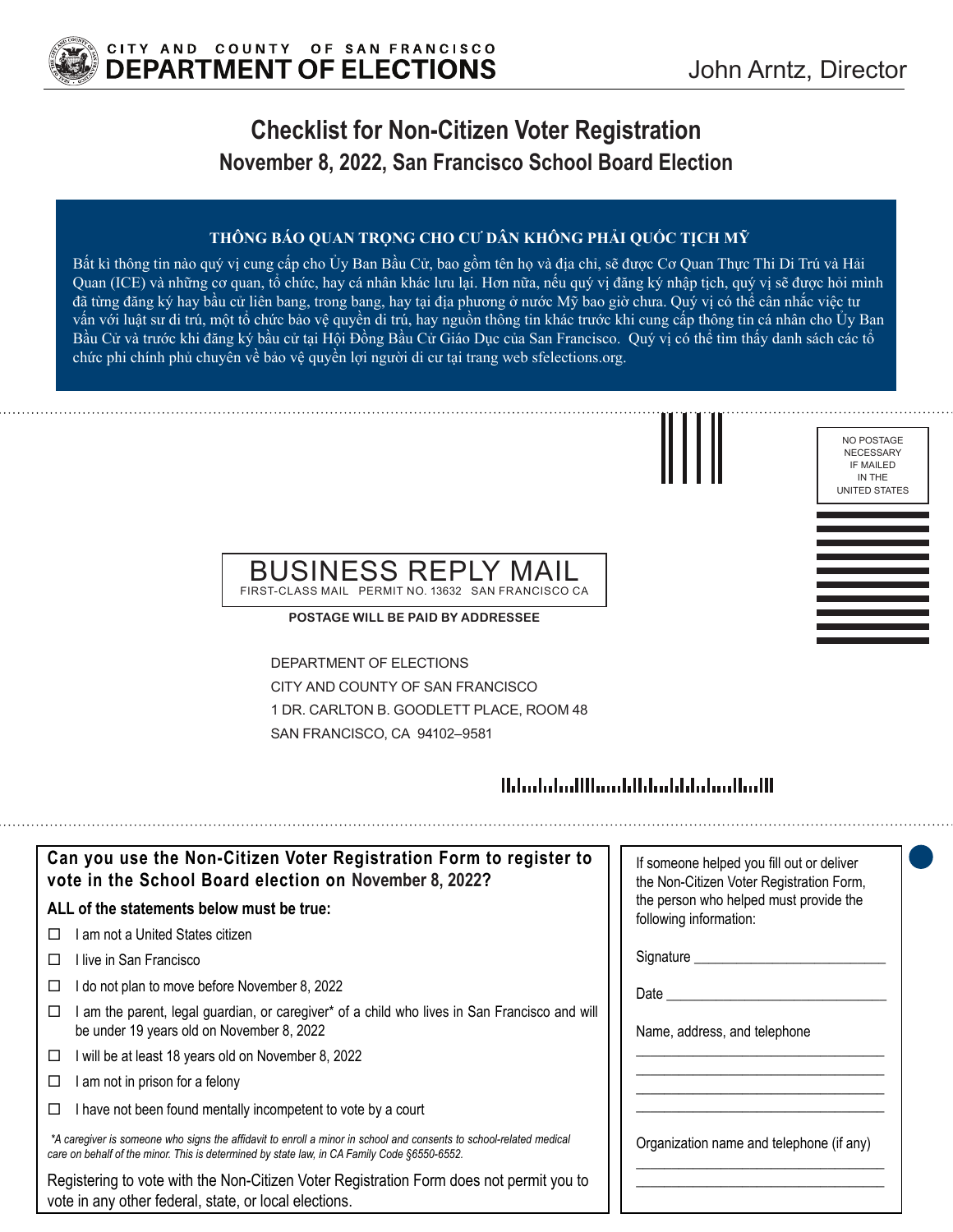CITY AND COUNTY OF SAN FRANCISCO
**DEPARTMENT OF ELECTIONS**

John Arntz, Director

# Checklist for Non-Citizen Voter Registration

## November 8, 2022, San Francisco School Board Election

**THÔNG BÁO QUAN TRỌNG CHO CƯ DÂN KHÔNG PHẢI QUỐC TỊCH MỸ**

Bất kì thông tin nào quý vị cung cấp cho Ủy Ban Bầu Cử, bao gồm tên họ và địa chỉ, sẽ được Cơ Quan Thực Thi Di Trú và Hải Quan (ICE) và những cơ quan, tổ chức, hay cá nhân khác lưu lại. Hơn nữa, nếu quý vị đăng ký nhập tịch, quý vị sẽ được hỏi mình đã từng đăng ký hay bầu cử liên bang, trong bang, hay tại địa phương ở nước Mỹ bao giờ chưa. Quý vị có thể cân nhắc việc tư vấn với luật sư di trú, một tổ chức bảo vệ quyền di trú, hay nguồn thông tin khác trước khi cung cấp thông tin cá nhân cho Ủy Ban Bầu Cử và trước khi đăng ký bầu cử tại Hội Đồng Bầu Cử Giáo Dục của San Francisco. Quý vị có thể tìm thấy danh sách các tổ chức phi chính phủ chuyên về bảo vệ quyền lợi người di cư tại trang web sfelections.org.

NO POSTAGE NECESSARY IF MAILED IN THE UNITED STATES

BUSINESS REPLY MAIL
FIRST-CLASS MAIL PERMIT NO. 13632 SAN FRANCISCO CA

**POSTAGE WILL BE PAID BY ADDRESSEE**

DEPARTMENT OF ELECTIONS
CITY AND COUNTY OF SAN FRANCISCO
1 DR. CARLTON B. GOODLETT PLACE, ROOM 48
SAN FRANCISCO, CA 94102–9581

### Can you use the Non-Citizen Voter Registration Form to register to vote in the School Board election on November 8, 2022?

**ALL of the statements below must be true:**

- ☐ I am not a United States citizen
- ☐ I live in San Francisco
- ☐ I do not plan to move before November 8, 2022
- ☐ I am the parent, legal guardian, or caregiver* of a child who lives in San Francisco and will be under 19 years old on November 8, 2022
- ☐ I will be at least 18 years old on November 8, 2022
- ☐ I am not in prison for a felony
- ☐ I have not been found mentally incompetent to vote by a court

*\*A caregiver is someone who signs the affidavit to enroll a minor in school and consents to school-related medical care on behalf of the minor. This is determined by state law, in CA Family Code §6550-6552.*

Registering to vote with the Non-Citizen Voter Registration Form does not permit you to vote in any other federal, state, or local elections.

If someone helped you fill out or deliver the Non-Citizen Voter Registration Form, the person who helped must provide the following information:

Signature ___________________________

Date ___________________________

Name, address, and telephone

___________________________
___________________________
___________________________
___________________________

Organization name and telephone (if any)

___________________________
___________________________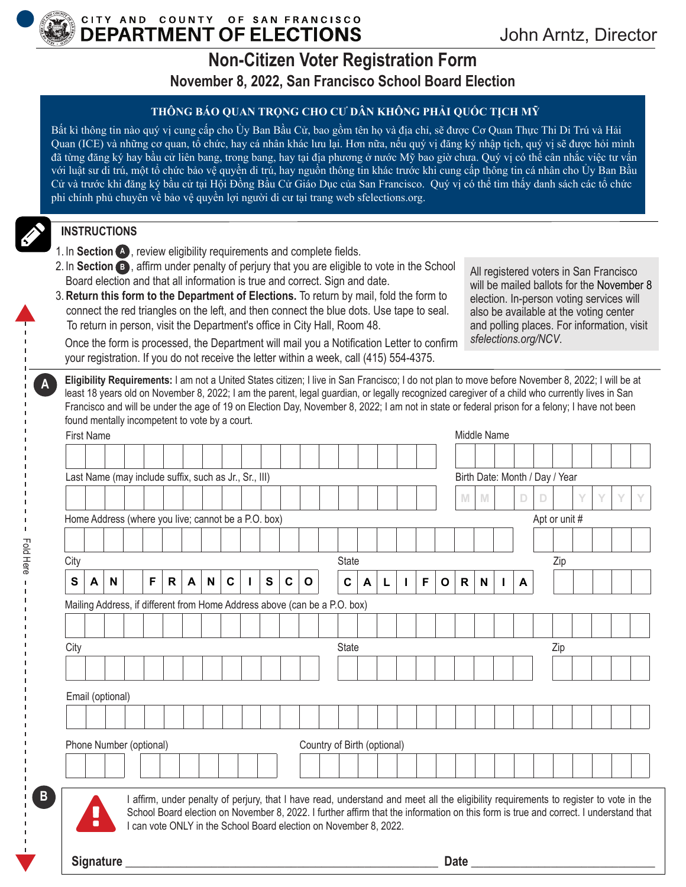CITY AND COUNTY OF SAN FRANCISCO
**DEPARTMENT OF ELECTIONS**

John Arntz, Director

# Non-Citizen Voter Registration Form

## November 8, 2022, San Francisco School Board Election

**THÔNG BÁO QUAN TRỌNG CHO CƯ DÂN KHÔNG PHẢI QUỐC TỊCH MỸ**

Bất kì thông tin nào quý vị cung cấp cho Ủy Ban Bầu Cử, bao gồm tên họ và địa chỉ, sẽ được Cơ Quan Thực Thi Di Trú và Hải Quan (ICE) và những cơ quan, tổ chức, hay cá nhân khác lưu lại. Hơn nữa, nếu quý vị đăng ký nhập tịch, quý vị sẽ được hỏi mình đã từng đăng ký hay bầu cử liên bang, trong bang, hay tại địa phương ở nước Mỹ bao giờ chưa. Quý vị có thể cân nhắc việc tư vấn với luật sư di trú, một tổ chức bảo vệ quyền di trú, hay nguồn thông tin khác trước khi cung cấp thông tin cá nhân cho Ủy Ban Bầu Cử và trước khi đăng ký bầu cử tại Hội Đồng Bầu Cử Giáo Dục của San Francisco. Quý vị có thể tìm thấy danh sách các tổ chức phi chính phủ chuyên về bảo vệ quyền lợi người di cư tại trang web sfelections.org.

### INSTRUCTIONS

1. In **Section A**, review eligibility requirements and complete fields.
2. In **Section B**, affirm under penalty of perjury that you are eligible to vote in the School Board election and that all information is true and correct. Sign and date.
3. **Return this form to the Department of Elections.** To return by mail, fold the form to connect the red triangles on the left, and then connect the blue dots. Use tape to seal. To return in person, visit the Department's office in City Hall, Room 48.

Once the form is processed, the Department will mail you a Notification Letter to confirm your registration. If you do not receive the letter within a week, call (415) 554-4375.

All registered voters in San Francisco will be mailed ballots for the November 8 election. In-person voting services will also be available at the voting center and polling places. For information, visit *sfelections.org/NCV*.

Fold Here

**A**

**Eligibility Requirements:** I am not a United States citizen; I live in San Francisco; I do not plan to move before November 8, 2022; I will be at least 18 years old on November 8, 2022; I am the parent, legal guardian, or legally recognized caregiver of a child who currently lives in San Francisco and will be under the age of 19 on Election Day, November 8, 2022; I am not in state or federal prison for a felony; I have not been found mentally incompetent to vote by a court.

First Name ____________________ Middle Name ____________________

Last Name (may include suffix, such as Jr., Sr., III) ____________________ Birth Date: Month / Day / Year M M D D Y Y Y Y

Home Address (where you live; cannot be a P.O. box) ____________________ Apt or unit # ________

City: SAN FRANCISCO  State: CALIFORNIA  Zip ________

Mailing Address, if different from Home Address above (can be a P.O. box) ____________________

City ________ State ________ Zip ________

Email (optional) ____________________

Phone Number (optional) ____________________ Country of Birth (optional) ____________________

**B**

I affirm, under penalty of perjury, that I have read, understand and meet all the eligibility requirements to register to vote in the School Board election on November 8, 2022. I further affirm that the information on this form is true and correct. I understand that I can vote ONLY in the School Board election on November 8, 2022.

**Signature** ______________________________ **Date** ____________________